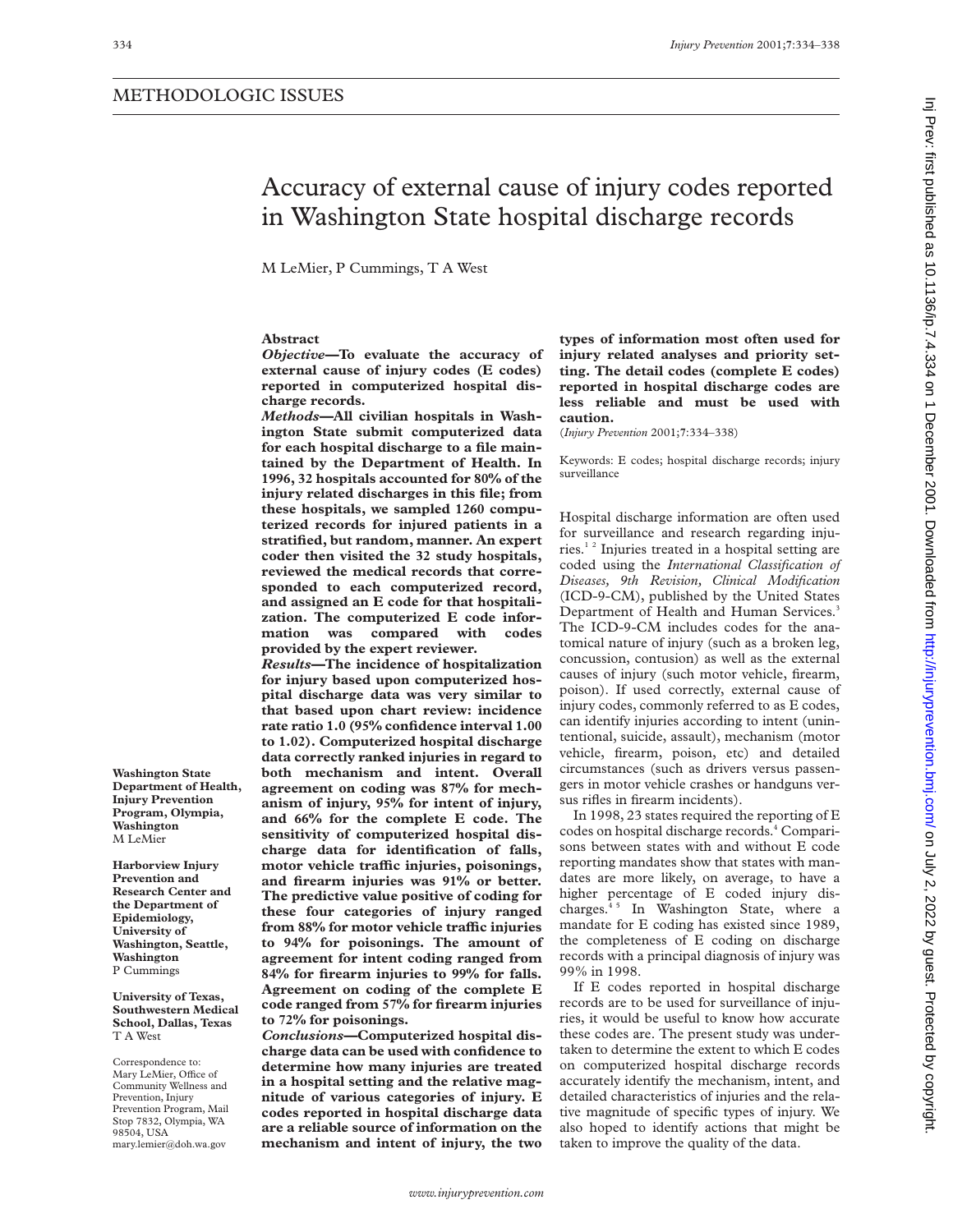METHODOLOGIC ISSUES

# Accuracy of external cause of injury codes reported in Washington State hospital discharge records

M LeMier, P Cummings, T A West

## Abstract

***Objective*—To evaluate the accuracy of external cause of injury codes (E codes) reported in computerized hospital discharge records.**

***Methods*—All civilian hospitals in Washington State submit computerized data for each hospital discharge to a file maintained by the Department of Health. In 1996, 32 hospitals accounted for 80% of the injury related discharges in this file; from these hospitals, we sampled 1260 computerized records for injured patients in a stratified, but random, manner. An expert coder then visited the 32 study hospitals, reviewed the medical records that corresponded to each computerized record, and assigned an E code for that hospitalization. The computerized E code information was compared with codes provided by the expert reviewer.**

***Results*—The incidence of hospitalization for injury based upon computerized hospital discharge data was very similar to that based upon chart review: incidence rate ratio 1.0 (95% confidence interval 1.00 to 1.02). Computerized hospital discharge data correctly ranked injuries in regard to both mechanism and intent. Overall agreement on coding was 87% for mechanism of injury, 95% for intent of injury, and 66% for the complete E code. The sensitivity of computerized hospital discharge data for identification of falls, motor vehicle traffic injuries, poisonings, and firearm injuries was 91% or better. The predictive value positive of coding for these four categories of injury ranged from 88% for motor vehicle traffic injuries to 94% for poisonings. The amount of agreement for intent coding ranged from 84% for firearm injuries to 99% for falls. Agreement on coding of the complete E code ranged from 57% for firearm injuries to 72% for poisonings.**

***Conclusions*—Computerized hospital discharge data can be used with confidence to determine how many injuries are treated in a hospital setting and the relative magnitude of various categories of injury. E codes reported in hospital discharge data are a reliable source of information on the mechanism and intent of injury, the two types of information most often used for injury related analyses and priority setting. The detail codes (complete E codes) reported in hospital discharge codes are less reliable and must be used with caution.**

(*Injury Prevention* 2001;7:334–338)

Keywords: E codes; hospital discharge records; injury surveillance

**Washington State Department of Health, Injury Prevention Program, Olympia, Washington**
M LeMier

**Harborview Injury Prevention and Research Center and the Department of Epidemiology, University of Washington, Seattle, Washington**
P Cummings

**University of Texas, Southwestern Medical School, Dallas, Texas**
T A West

Correspondence to: Mary LeMier, Office of Community Wellness and Prevention, Injury Prevention Program, Mail Stop 7832, Olympia, WA 98504, USA
mary.lemier@doh.wa.gov

Hospital discharge information are often used for surveillance and research regarding injuries.[1 2] Injuries treated in a hospital setting are coded using the *International Classification of Diseases, 9th Revision, Clinical Modification* (ICD-9-CM), published by the United States Department of Health and Human Services.[3] The ICD-9-CM includes codes for the anatomical nature of injury (such as a broken leg, concussion, contusion) as well as the external causes of injury (such motor vehicle, firearm, poison). If used correctly, external cause of injury codes, commonly referred to as E codes, can identify injuries according to intent (unintentional, suicide, assault), mechanism (motor vehicle, firearm, poison, etc) and detailed circumstances (such as drivers versus passengers in motor vehicle crashes or handguns versus rifles in firearm incidents).

In 1998, 23 states required the reporting of E codes on hospital discharge records.[4] Comparisons between states with and without E code reporting mandates show that states with mandates are more likely, on average, to have a higher percentage of E coded injury discharges.[4 5] In Washington State, where a mandate for E coding has existed since 1989, the completeness of E coding on discharge records with a principal diagnosis of injury was 99% in 1998.

If E codes reported in hospital discharge records are to be used for surveillance of injuries, it would be useful to know how accurate these codes are. The present study was undertaken to determine the extent to which E codes on computerized hospital discharge records accurately identify the mechanism, intent, and detailed characteristics of injuries and the relative magnitude of specific types of injury. We also hoped to identify actions that might be taken to improve the quality of the data.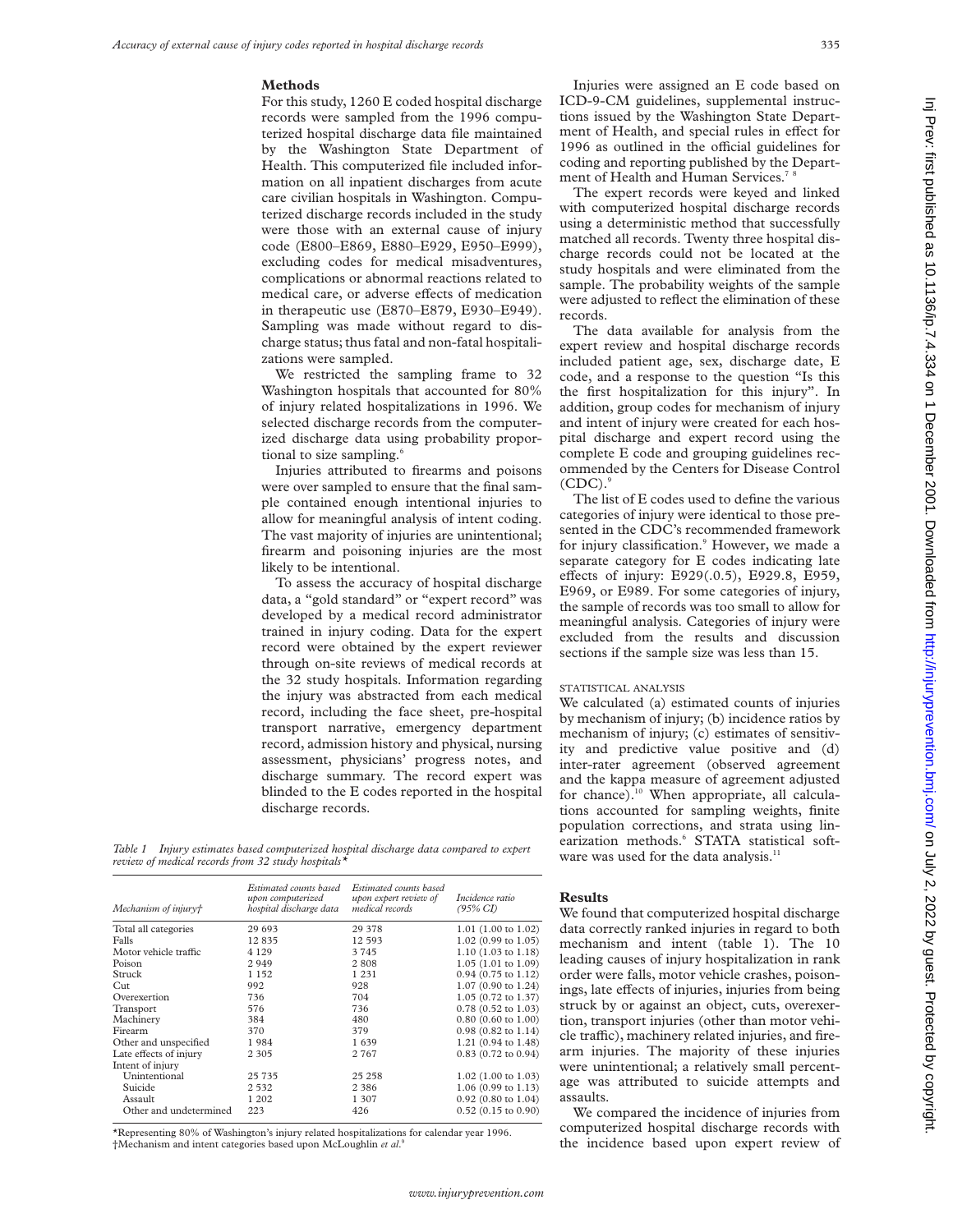## Methods

For this study, 1260 E coded hospital discharge records were sampled from the 1996 computerized hospital discharge data file maintained by the Washington State Department of Health. This computerized file included information on all inpatient discharges from acute care civilian hospitals in Washington. Computerized discharge records included in the study were those with an external cause of injury code (E800–E869, E880–E929, E950–E999), excluding codes for medical misadventures, complications or abnormal reactions related to medical care, or adverse effects of medication in therapeutic use (E870–E879, E930–E949). Sampling was made without regard to discharge status; thus fatal and non-fatal hospitalizations were sampled.

We restricted the sampling frame to 32 Washington hospitals that accounted for 80% of injury related hospitalizations in 1996. We selected discharge records from the computerized discharge data using probability proportional to size sampling.[6]

Injuries attributed to firearms and poisons were over sampled to ensure that the final sample contained enough intentional injuries to allow for meaningful analysis of intent coding. The vast majority of injuries are unintentional; firearm and poisoning injuries are the most likely to be intentional.

To assess the accuracy of hospital discharge data, a "gold standard" or "expert record" was developed by a medical record administrator trained in injury coding. Data for the expert record were obtained by the expert reviewer through on-site reviews of medical records at the 32 study hospitals. Information regarding the injury was abstracted from each medical record, including the face sheet, pre-hospital transport narrative, emergency department record, admission history and physical, nursing assessment, physicians' progress notes, and discharge summary. The record expert was blinded to the E codes reported in the hospital discharge records.

*Table 1 Injury estimates based computerized hospital discharge data compared to expert review of medical records from 32 study hospitals\**

| *Mechanism of injury†* | *Estimated counts based upon computerized hospital discharge data* | *Estimated counts based upon expert review of medical records* | *Incidence ratio (95% CI)* |
|---|---|---|---|
| Total all categories | 29 693 | 29 378 | 1.01 (1.00 to 1.02) |
| Falls | 12 835 | 12 593 | 1.02 (0.99 to 1.05) |
| Motor vehicle traffic | 4 129 | 3 745 | 1.10 (1.03 to 1.18) |
| Poison | 2 949 | 2 808 | 1.05 (1.01 to 1.09) |
| Struck | 1 152 | 1 231 | 0.94 (0.75 to 1.12) |
| Cut | 992 | 928 | 1.07 (0.90 to 1.24) |
| Overexertion | 736 | 704 | 1.05 (0.72 to 1.37) |
| Transport | 576 | 736 | 0.78 (0.52 to 1.03) |
| Machinery | 384 | 480 | 0.80 (0.60 to 1.00) |
| Firearm | 370 | 379 | 0.98 (0.82 to 1.14) |
| Other and unspecified | 1 984 | 1 639 | 1.21 (0.94 to 1.48) |
| Late effects of injury | 2 305 | 2 767 | 0.83 (0.72 to 0.94) |
| Intent of injury | | | |
| Unintentional | 25 735 | 25 258 | 1.02 (1.00 to 1.03) |
| Suicide | 2 532 | 2 386 | 1.06 (0.99 to 1.13) |
| Assault | 1 202 | 1 307 | 0.92 (0.80 to 1.04) |
| Other and undetermined | 223 | 426 | 0.52 (0.15 to 0.90) |

\*Representing 80% of Washington's injury related hospitalizations for calendar year 1996.
†Mechanism and intent categories based upon McLoughlin *et al*.[9]

Injuries were assigned an E code based on ICD-9-CM guidelines, supplemental instructions issued by the Washington State Department of Health, and special rules in effect for 1996 as outlined in the official guidelines for coding and reporting published by the Department of Health and Human Services.[7,8]

The expert records were keyed and linked with computerized hospital discharge records using a deterministic method that successfully matched all records. Twenty three hospital discharge records could not be located at the study hospitals and were eliminated from the sample. The probability weights of the sample were adjusted to reflect the elimination of these records.

The data available for analysis from the expert review and hospital discharge records included patient age, sex, discharge date, E code, and a response to the question "Is this the first hospitalization for this injury". In addition, group codes for mechanism of injury and intent of injury were created for each hospital discharge and expert record using the complete E code and grouping guidelines recommended by the Centers for Disease Control (CDC).[9]

The list of E codes used to define the various categories of injury were identical to those presented in the CDC's recommended framework for injury classification.[9] However, we made a separate category for E codes indicating late effects of injury: E929(.0.5), E929.8, E959, E969, or E989. For some categories of injury, the sample of records was too small to allow for meaningful analysis. Categories of injury were excluded from the results and discussion sections if the sample size was less than 15.

### STATISTICAL ANALYSIS

We calculated (a) estimated counts of injuries by mechanism of injury; (b) incidence ratios by mechanism of injury; (c) estimates of sensitivity and predictive value positive and (d) inter-rater agreement (observed agreement and the kappa measure of agreement adjusted for chance).[10] When appropriate, all calculations accounted for sampling weights, finite population corrections, and strata using linearization methods.[6] STATA statistical software was used for the data analysis.[11]

## Results

We found that computerized hospital discharge data correctly ranked injuries in regard to both mechanism and intent (table 1). The 10 leading causes of injury hospitalization in rank order were falls, motor vehicle crashes, poisonings, late effects of injuries, injuries from being struck by or against an object, cuts, overexertion, transport injuries (other than motor vehicle traffic), machinery related injuries, and firearm injuries. The majority of these injuries were unintentional; a relatively small percentage was attributed to suicide attempts and assaults.

We compared the incidence of injuries from computerized hospital discharge records with the incidence based upon expert review of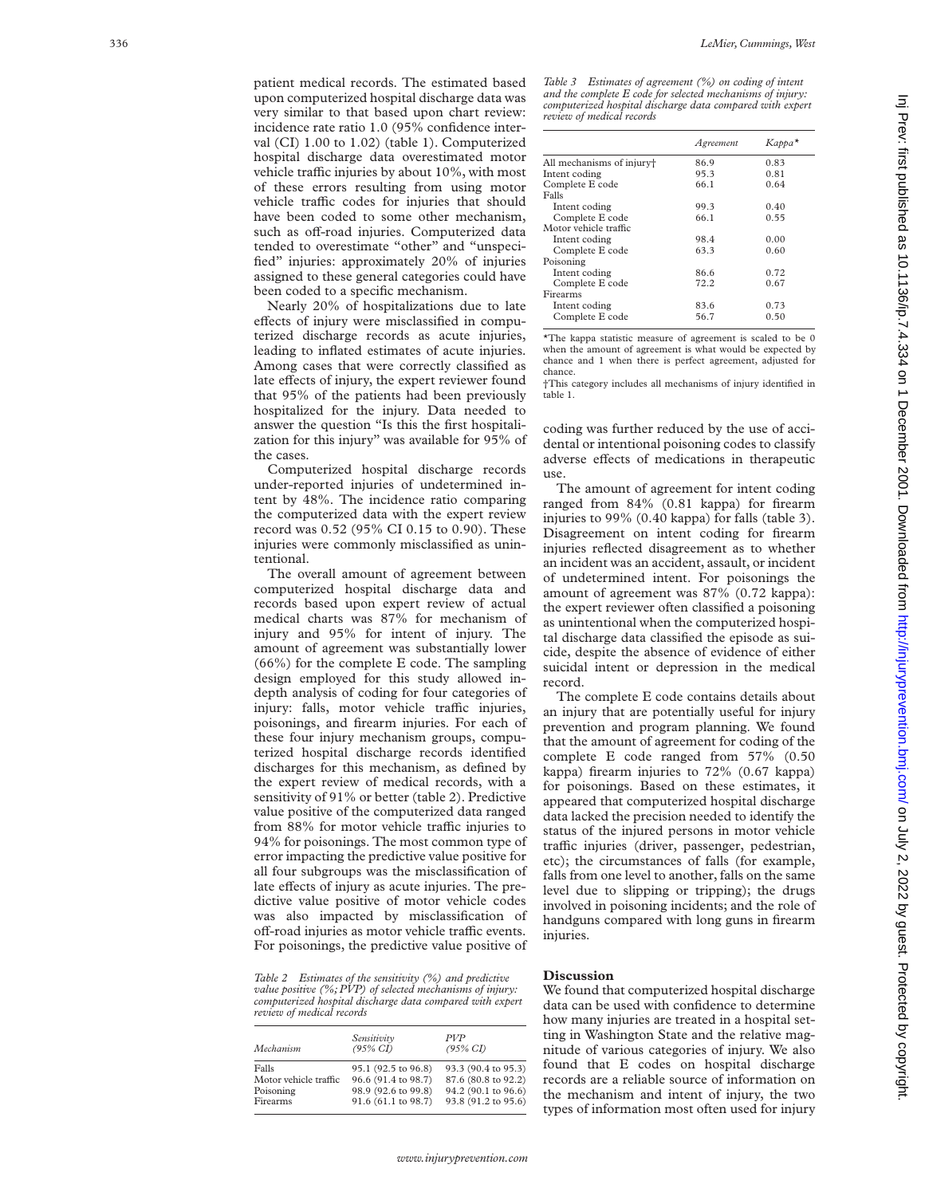patient medical records. The estimated based upon computerized hospital discharge data was very similar to that based upon chart review: incidence rate ratio 1.0 (95% confidence interval (CI) 1.00 to 1.02) (table 1). Computerized hospital discharge data overestimated motor vehicle traffic injuries by about 10%, with most of these errors resulting from using motor vehicle traffic codes for injuries that should have been coded to some other mechanism, such as off-road injuries. Computerized data tended to overestimate "other" and "unspecified" injuries: approximately 20% of injuries assigned to these general categories could have been coded to a specific mechanism.

Nearly 20% of hospitalizations due to late effects of injury were misclassified in computerized discharge records as acute injuries, leading to inflated estimates of acute injuries. Among cases that were correctly classified as late effects of injury, the expert reviewer found that 95% of the patients had been previously hospitalized for the injury. Data needed to answer the question "Is this the first hospitalization for this injury" was available for 95% of the cases.

Computerized hospital discharge records under-reported injuries of undetermined intent by 48%. The incidence ratio comparing the computerized data with the expert review record was 0.52 (95% CI 0.15 to 0.90). These injuries were commonly misclassified as unintentional.

The overall amount of agreement between computerized hospital discharge data and records based upon expert review of actual medical charts was 87% for mechanism of injury and 95% for intent of injury. The amount of agreement was substantially lower (66%) for the complete E code. The sampling design employed for this study allowed in-depth analysis of coding for four categories of injury: falls, motor vehicle traffic injuries, poisonings, and firearm injuries. For each of these four injury mechanism groups, computerized hospital discharge records identified discharges for this mechanism, as defined by the expert review of medical records, with a sensitivity of 91% or better (table 2). Predictive value positive of the computerized data ranged from 88% for motor vehicle traffic injuries to 94% for poisonings. The most common type of error impacting the predictive value positive for all four subgroups was the misclassification of late effects of injury as acute injuries. The predictive value positive of motor vehicle codes was also impacted by misclassification of off-road injuries as motor vehicle traffic events. For poisonings, the predictive value positive of coding was further reduced by the use of accidental or intentional poisoning codes to classify adverse effects of medications in therapeutic use.

*Table 2 Estimates of the sensitivity (%) and predictive value positive (%; PVP) of selected mechanisms of injury: computerized hospital discharge data compared with expert review of medical records*

| Mechanism | Sensitivity (95% CI) | PVP (95% CI) |
|---|---|---|
| Falls | 95.1 (92.5 to 96.8) | 93.3 (90.4 to 95.3) |
| Motor vehicle traffic | 96.6 (91.4 to 98.7) | 87.6 (80.8 to 92.2) |
| Poisoning | 98.9 (92.6 to 99.8) | 94.2 (90.1 to 96.6) |
| Firearms | 91.6 (61.1 to 98.7) | 93.8 (91.2 to 95.6) |

*Table 3 Estimates of agreement (%) on coding of intent and the complete E code for selected mechanisms of injury: computerized hospital discharge data compared with expert review of medical records*

| | Agreement | Kappa* |
|---|---|---|
| All mechanisms of injury† | 86.9 | 0.83 |
| Intent coding | 95.3 | 0.81 |
| Complete E code | 66.1 | 0.64 |
| Falls | | |
| Intent coding | 99.3 | 0.40 |
| Complete E code | 66.1 | 0.55 |
| Motor vehicle traffic | | |
| Intent coding | 98.4 | 0.00 |
| Complete E code | 63.3 | 0.60 |
| Poisoning | | |
| Intent coding | 86.6 | 0.72 |
| Complete E code | 72.2 | 0.67 |
| Firearms | | |
| Intent coding | 83.6 | 0.73 |
| Complete E code | 56.7 | 0.50 |

*The kappa statistic measure of agreement is scaled to be 0 when the amount of agreement is what would be expected by chance and 1 when there is perfect agreement, adjusted for chance.

†This category includes all mechanisms of injury identified in table 1.

The amount of agreement for intent coding ranged from 84% (0.81 kappa) for firearm injuries to 99% (0.40 kappa) for falls (table 3). Disagreement on intent coding for firearm injuries reflected disagreement as to whether an incident was an accident, assault, or incident of undetermined intent. For poisonings the amount of agreement was 87% (0.72 kappa): the expert reviewer often classified a poisoning as unintentional when the computerized hospital discharge data classified the episode as suicide, despite the absence of evidence of either suicidal intent or depression in the medical record.

The complete E code contains details about an injury that are potentially useful for injury prevention and program planning. We found that the amount of agreement for coding of the complete E code ranged from 57% (0.50 kappa) firearm injuries to 72% (0.67 kappa) for poisonings. Based on these estimates, it appeared that computerized hospital discharge data lacked the precision needed to identify the status of the injured persons in motor vehicle traffic injuries (driver, passenger, pedestrian, etc); the circumstances of falls (for example, falls from one level to another, falls on the same level due to slipping or tripping); the drugs involved in poisoning incidents; and the role of handguns compared with long guns in firearm injuries.

## Discussion

We found that computerized hospital discharge data can be used with confidence to determine how many injuries are treated in a hospital setting in Washington State and the relative magnitude of various categories of injury. We also found that E codes on hospital discharge records are a reliable source of information on the mechanism and intent of injury, the two types of information most often used for injury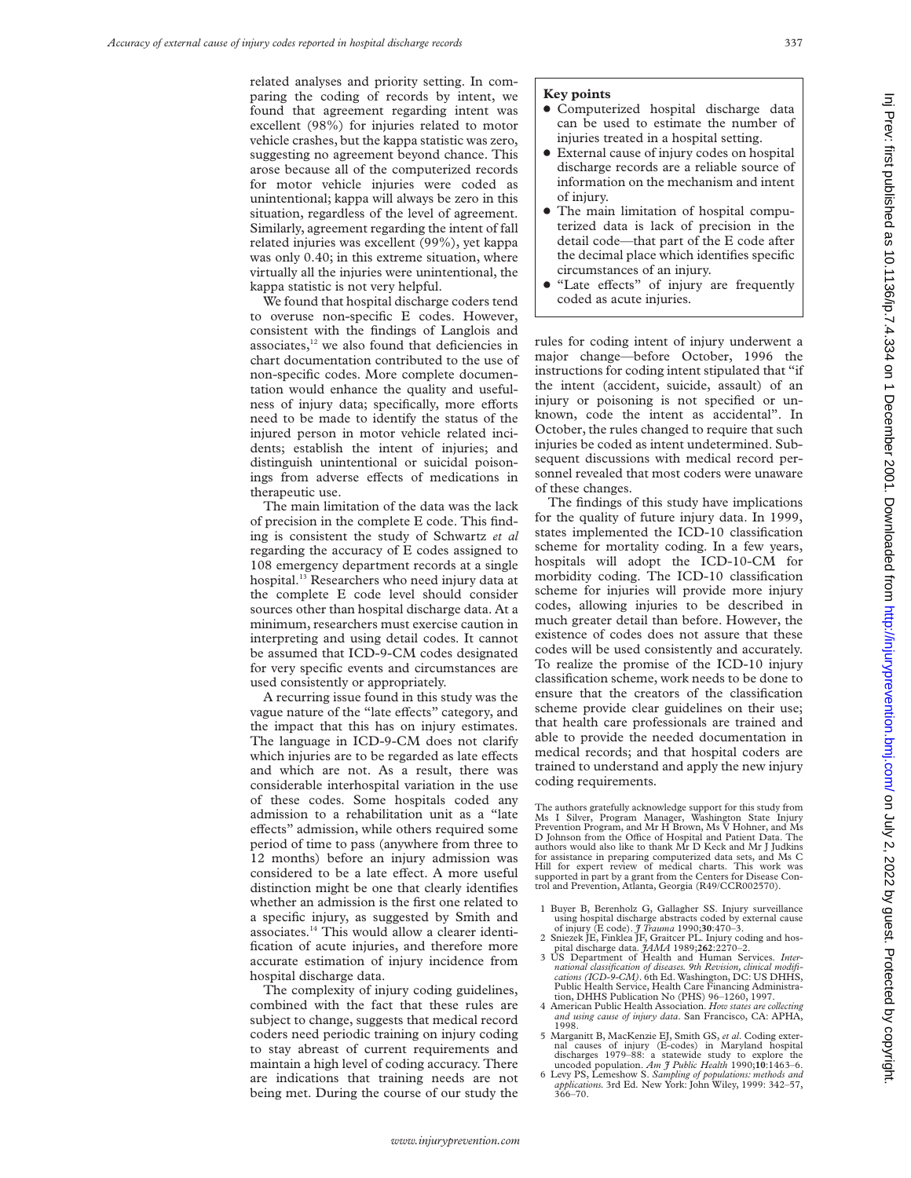related analyses and priority setting. In comparing the coding of records by intent, we found that agreement regarding intent was excellent (98%) for injuries related to motor vehicle crashes, but the kappa statistic was zero, suggesting no agreement beyond chance. This arose because all of the computerized records for motor vehicle injuries were coded as unintentional; kappa will always be zero in this situation, regardless of the level of agreement. Similarly, agreement regarding the intent of fall related injuries was excellent (99%), yet kappa was only 0.40; in this extreme situation, where virtually all the injuries were unintentional, the kappa statistic is not very helpful.

We found that hospital discharge coders tend to overuse non-specific E codes. However, consistent with the findings of Langlois and associates,[12] we also found that deficiencies in chart documentation contributed to the use of non-specific codes. More complete documentation would enhance the quality and usefulness of injury data; specifically, more efforts need to be made to identify the status of the injured person in motor vehicle related incidents; establish the intent of injuries; and distinguish unintentional or suicidal poisonings from adverse effects of medications in therapeutic use.

The main limitation of the data was the lack of precision in the complete E code. This finding is consistent the study of Schwartz *et al* regarding the accuracy of E codes assigned to 108 emergency department records at a single hospital.[13] Researchers who need injury data at the complete E code level should consider sources other than hospital discharge data. At a minimum, researchers must exercise caution in interpreting and using detail codes. It cannot be assumed that ICD-9-CM codes designated for very specific events and circumstances are used consistently or appropriately.

A recurring issue found in this study was the vague nature of the "late effects" category, and the impact that this has on injury estimates. The language in ICD-9-CM does not clarify which injuries are to be regarded as late effects and which are not. As a result, there was considerable interhospital variation in the use of these codes. Some hospitals coded any admission to a rehabilitation unit as a "late effects" admission, while others required some period of time to pass (anywhere from three to 12 months) before an injury admission was considered to be a late effect. A more useful distinction might be one that clearly identifies whether an admission is the first one related to a specific injury, as suggested by Smith and associates.[14] This would allow a clearer identification of acute injuries, and therefore more accurate estimation of injury incidence from hospital discharge data.

The complexity of injury coding guidelines, combined with the fact that these rules are subject to change, suggests that medical record coders need periodic training on injury coding to stay abreast of current requirements and maintain a high level of coding accuracy. There are indications that training needs are not being met. During the course of our study the rules for coding intent of injury underwent a major change—before October, 1996 the instructions for coding intent stipulated that "if the intent (accident, suicide, assault) of an injury or poisoning is not specified or unknown, code the intent as accidental". In October, the rules changed to require that such injuries be coded as intent undetermined. Subsequent discussions with medical record personnel revealed that most coders were unaware of these changes.

The findings of this study have implications for the quality of future injury data. In 1999, states implemented the ICD-10 classification scheme for mortality coding. In a few years, hospitals will adopt the ICD-10-CM for morbidity coding. The ICD-10 classification scheme for injuries will provide more injury codes, allowing injuries to be described in much greater detail than before. However, the existence of codes does not assure that these codes will be used consistently and accurately. To realize the promise of the ICD-10 injury classification scheme, work needs to be done to ensure that the creators of the classification scheme provide clear guidelines on their use; that health care professionals are trained and able to provide the needed documentation in medical records; and that hospital coders are trained to understand and apply the new injury coding requirements.

**Key points**

- Computerized hospital discharge data can be used to estimate the number of injuries treated in a hospital setting.
- External cause of injury codes on hospital discharge records are a reliable source of information on the mechanism and intent of injury.
- The main limitation of hospital computerized data is lack of precision in the detail code—that part of the E code after the decimal place which identifies specific circumstances of an injury.
- "Late effects" of injury are frequently coded as acute injuries.

The authors gratefully acknowledge support for this study from Ms I Silver, Program Manager, Washington State Injury Prevention Program, and Mr H Brown, Ms V Hohner, and Ms D Johnson from the Office of Hospital and Patient Data. The authors would also like to thank Mr D Keck and Mr J Judkins for assistance in preparing computerized data sets, and Ms C Hill for expert review of medical charts. This work was supported in part by a grant from the Centers for Disease Control and Prevention, Atlanta, Georgia (R49/CCR002570).

1 Buyer B, Berenholz G, Gallagher SS. Injury surveillance using hospital discharge abstracts coded by external cause of injury (E code). *J Trauma* 1990;**30**:470–3.
2 Sniezek JE, Finklea JF, Graitcer PL. Injury coding and hospital discharge data. *JAMA* 1989;**262**:2270–2.
3 US Department of Health and Human Services. *International classification of diseases. 9th Revision, clinical modifications (ICD-9-CM)*. 6th Ed. Washington, DC: US DHHS, Public Health Service, Health Care Financing Administration, DHHS Publication No (PHS) 96–1260, 1997.
4 American Public Health Association. *How states are collecting and using cause of injury data*. San Francisco, CA: APHA, 1998.
5 Marganitt B, MacKenzie EJ, Smith GS, *et al*. Coding external causes of injury (E-codes) in Maryland hospital discharges 1979–88: a statewide study to explore the uncoded population. *Am J Public Health* 1990;**10**:1463–6.
6 Levy PS, Lemeshow S. *Sampling of populations: methods and applications*. 3rd Ed. New York: John Wiley, 1999: 342–57, 366–70.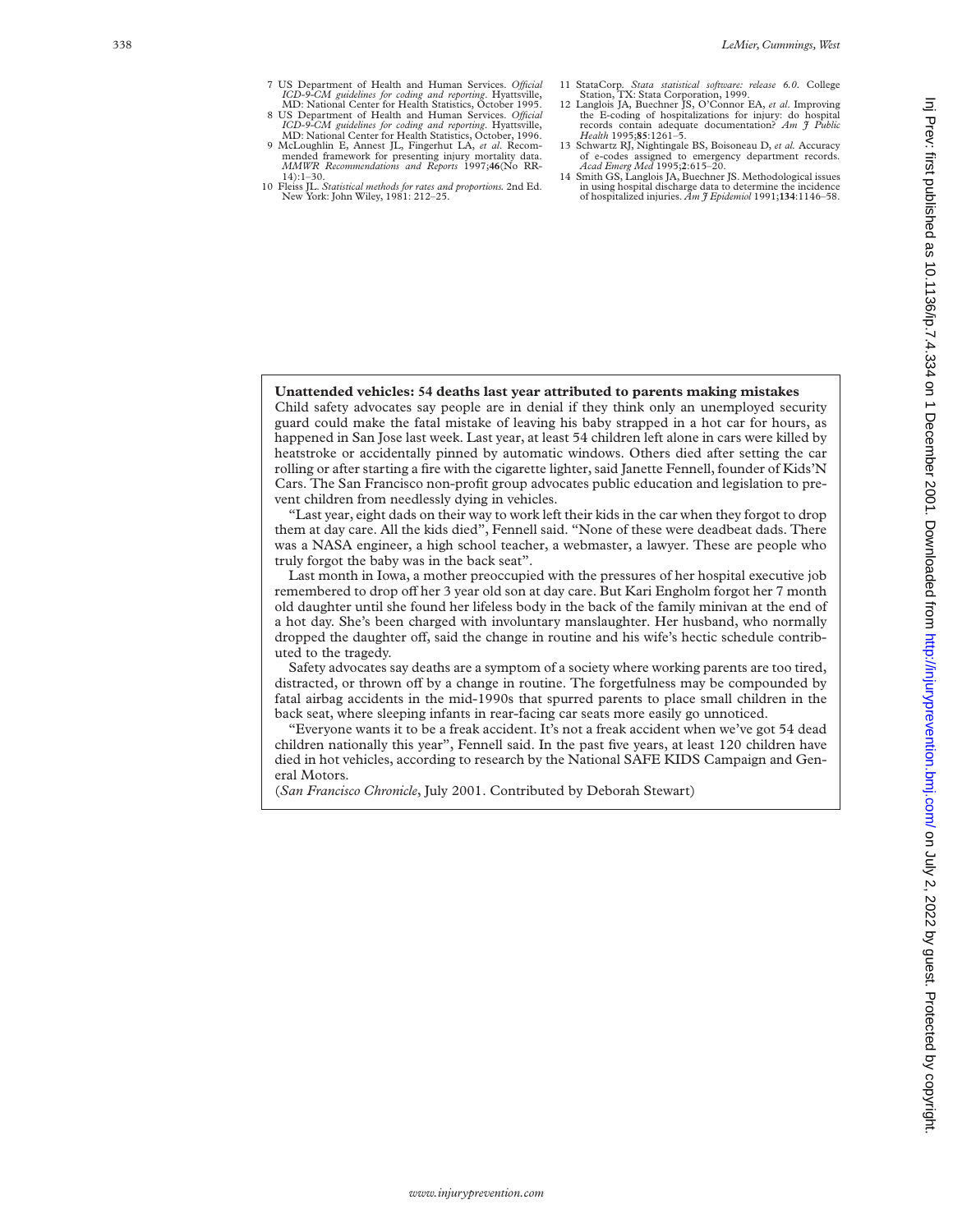7 US Department of Health and Human Services. *Official ICD-9-CM guidelines for coding and reporting*. Hyattsville, MD: National Center for Health Statistics, October 1995.

8 US Department of Health and Human Services. *Official ICD-9-CM guidelines for coding and reporting*. Hyattsville, MD: National Center for Health Statistics, October, 1996.

9 McLoughlin E, Annest JL, Fingerhut LA, *et al*. Recommended framework for presenting injury mortality data. *MMWR Recommendations and Reports* 1997;**46**(No RR-14):1–30.

10 Fleiss JL. *Statistical methods for rates and proportions.* 2nd Ed. New York: John Wiley, 1981: 212–25.

11 StataCorp. *Stata statistical software: release 6.0*. College Station, TX: Stata Corporation, 1999.

12 Langlois JA, Buechner JS, O'Connor EA, *et al*. Improving the E-coding of hospitalizations for injury: do hospital records contain adequate documentation? *Am J Public Health* 1995;**85**:1261–5.

13 Schwartz RJ, Nightingale BS, Boisoneau D, *et al*. Accuracy of e-codes assigned to emergency department records. *Acad Emerg Med* 1995;**2**:615–20.

14 Smith GS, Langlois JA, Buechner JS. Methodological issues in using hospital discharge data to determine the incidence of hospitalized injuries. *Am J Epidemiol* 1991;**134**:1146–58.

**Unattended vehicles: 54 deaths last year attributed to parents making mistakes**

Child safety advocates say people are in denial if they think only an unemployed security guard could make the fatal mistake of leaving his baby strapped in a hot car for hours, as happened in San Jose last week. Last year, at least 54 children left alone in cars were killed by heatstroke or accidentally pinned by automatic windows. Others died after setting the car rolling or after starting a fire with the cigarette lighter, said Janette Fennell, founder of Kids'N Cars. The San Francisco non-profit group advocates public education and legislation to prevent children from needlessly dying in vehicles.

"Last year, eight dads on their way to work left their kids in the car when they forgot to drop them at day care. All the kids died", Fennell said. "None of these were deadbeat dads. There was a NASA engineer, a high school teacher, a webmaster, a lawyer. These are people who truly forgot the baby was in the back seat".

Last month in Iowa, a mother preoccupied with the pressures of her hospital executive job remembered to drop off her 3 year old son at day care. But Kari Engholm forgot her 7 month old daughter until she found her lifeless body in the back of the family minivan at the end of a hot day. She's been charged with involuntary manslaughter. Her husband, who normally dropped the daughter off, said the change in routine and his wife's hectic schedule contributed to the tragedy.

Safety advocates say deaths are a symptom of a society where working parents are too tired, distracted, or thrown off by a change in routine. The forgetfulness may be compounded by fatal airbag accidents in the mid-1990s that spurred parents to place small children in the back seat, where sleeping infants in rear-facing car seats more easily go unnoticed.

"Everyone wants it to be a freak accident. It's not a freak accident when we've got 54 dead children nationally this year", Fennell said. In the past five years, at least 120 children have died in hot vehicles, according to research by the National SAFE KIDS Campaign and General Motors.

(*San Francisco Chronicle*, July 2001. Contributed by Deborah Stewart)